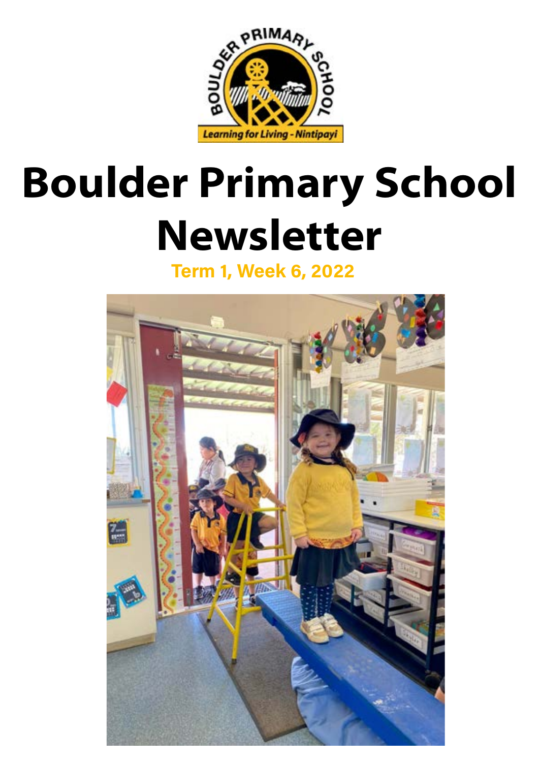# Boulder Primary School Newsletter

**Term 1, Week 6, 2022**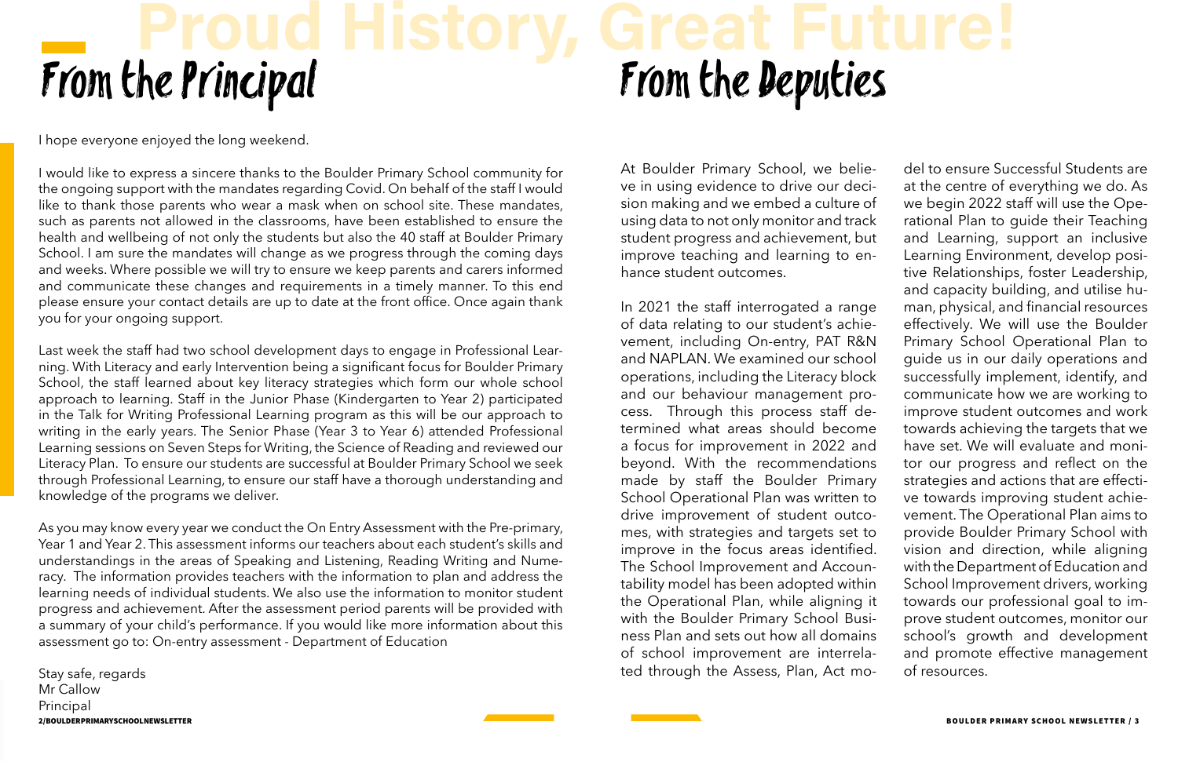Proud History, Great Future!

# From the Principal

I hope everyone enjoyed the long weekend.

I would like to express a sincere thanks to the Boulder Primary School community for the ongoing support with the mandates regarding Covid. On behalf of the staff I would like to thank those parents who wear a mask when on school site. These mandates, such as parents not allowed in the classrooms, have been established to ensure the health and wellbeing of not only the students but also the 40 staff at Boulder Primary School. I am sure the mandates will change as we progress through the coming days and weeks. Where possible we will try to ensure we keep parents and carers informed and communicate these changes and requirements in a timely manner. To this end please ensure your contact details are up to date at the front office. Once again thank you for your ongoing support.

Last week the staff had two school development days to engage in Professional Learning. With Literacy and early Intervention being a significant focus for Boulder Primary School, the staff learned about key literacy strategies which form our whole school approach to learning. Staff in the Junior Phase (Kindergarten to Year 2) participated in the Talk for Writing Professional Learning program as this will be our approach to writing in the early years. The Senior Phase (Year 3 to Year 6) attended Professional Learning sessions on Seven Steps for Writing, the Science of Reading and reviewed our Literacy Plan. To ensure our students are successful at Boulder Primary School we seek through Professional Learning, to ensure our staff have a thorough understanding and knowledge of the programs we deliver.

As you may know every year we conduct the On Entry Assessment with the Pre-primary, Year 1 and Year 2. This assessment informs our teachers about each student's skills and understandings in the areas of Speaking and Listening, Reading Writing and Numeracy. The information provides teachers with the information to plan and address the learning needs of individual students. We also use the information to monitor student progress and achievement. After the assessment period parents will be provided with a summary of your child's performance. If you would like more information about this assessment go to: On-entry assessment - Department of Education

Stay safe, regards
Mr Callow
Principal

# From the Deputies

At Boulder Primary School, we believe in using evidence to drive our decision making and we embed a culture of using data to not only monitor and track student progress and achievement, but improve teaching and learning to enhance student outcomes.

In 2021 the staff interrogated a range of data relating to our student's achievement, including On-entry, PAT R&N and NAPLAN. We examined our school operations, including the Literacy block and our behaviour management process. Through this process staff determined what areas should become a focus for improvement in 2022 and beyond. With the recommendations made by staff the Boulder Primary School Operational Plan was written to drive improvement of student outcomes, with strategies and targets set to improve in the focus areas identified. The School Improvement and Accountability model has been adopted within the Operational Plan, while aligning it with the Boulder Primary School Business Plan and sets out how all domains of school improvement are interrelated through the Assess, Plan, Act model to ensure Successful Students are at the centre of everything we do. As we begin 2022 staff will use the Operational Plan to guide their Teaching and Learning, support an inclusive Learning Environment, develop positive Relationships, foster Leadership, and capacity building, and utilise human, physical, and financial resources effectively. We will use the Boulder Primary School Operational Plan to guide us in our daily operations and successfully implement, identify, and communicate how we are working to improve student outcomes and work towards achieving the targets that we have set. We will evaluate and monitor our progress and reflect on the strategies and actions that are effective towards improving student achievement. The Operational Plan aims to provide Boulder Primary School with vision and direction, while aligning with the Department of Education and School Improvement drivers, working towards our professional goal to improve student outcomes, monitor our school's growth and development and promote effective management of resources.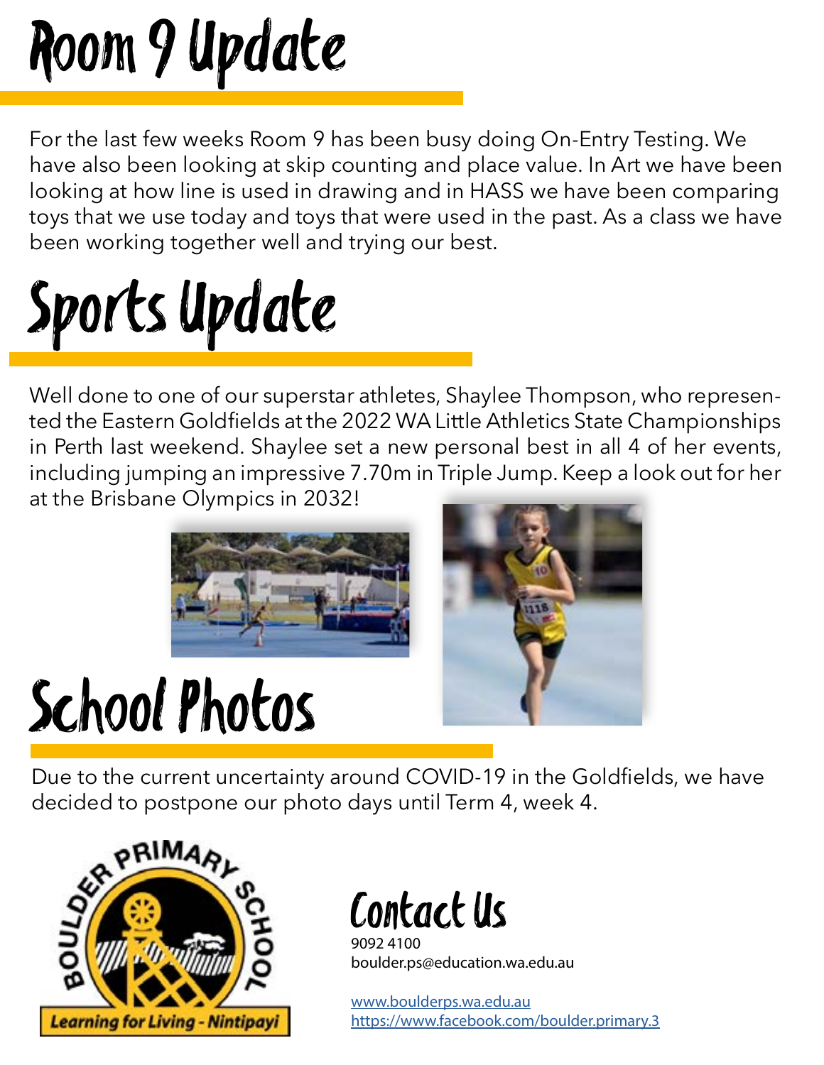# Room 9 Update

For the last few weeks Room 9 has been busy doing On-Entry Testing. We have also been looking at skip counting and place value. In Art we have been looking at how line is used in drawing and in HASS we have been comparing toys that we use today and toys that were used in the past. As a class we have been working together well and trying our best.

# Sports Update

Well done to one of our superstar athletes, Shaylee Thompson, who represented the Eastern Goldfields at the 2022 WA Little Athletics State Championships in Perth last weekend. Shaylee set a new personal best in all 4 of her events, including jumping an impressive 7.70m in Triple Jump. Keep a look out for her at the Brisbane Olympics in 2032!

# School Photos

Due to the current uncertainty around COVID-19 in the Goldfields, we have decided to postpone our photo days until Term 4, week 4.

BOULDER PRIMARY SCHOOL

*Learning for Living - Nintipayi*

# Contact Us

9092 4100

boulder.ps@education.wa.edu.au

www.boulderps.wa.edu.au

https://www.facebook.com/boulder.primary.3